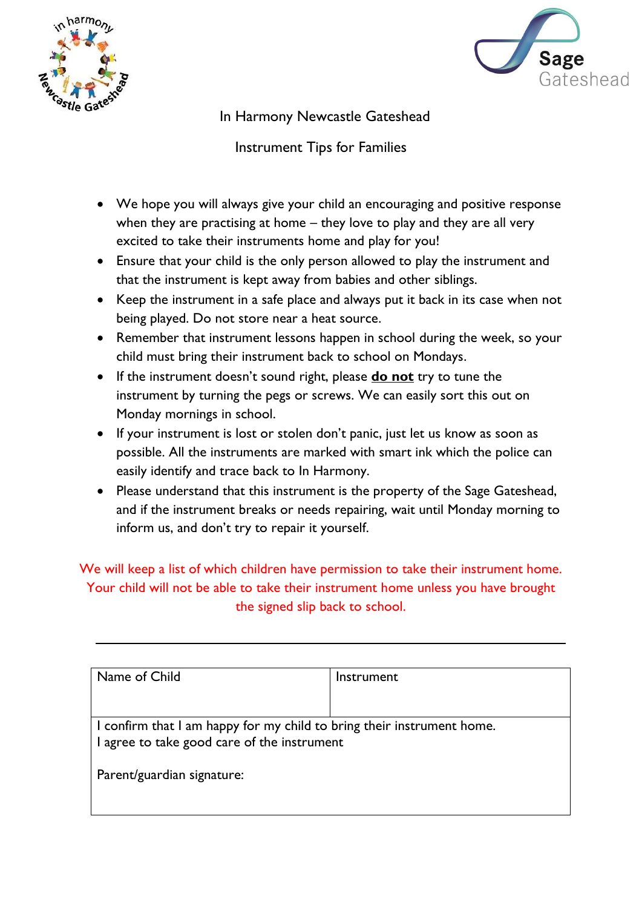# In Harmony Newcastle Gateshead

## Instrument Tips for Families

- We hope you will always give your child an encouraging and positive response when they are practising at home – they love to play and they are all very excited to take their instruments home and play for you!
- Ensure that your child is the only person allowed to play the instrument and that the instrument is kept away from babies and other siblings.
- Keep the instrument in a safe place and always put it back in its case when not being played. Do not store near a heat source.
- Remember that instrument lessons happen in school during the week, so your child must bring their instrument back to school on Mondays.
- If the instrument doesn't sound right, please **do not** try to tune the instrument by turning the pegs or screws. We can easily sort this out on Monday mornings in school.
- If your instrument is lost or stolen don't panic, just let us know as soon as possible. All the instruments are marked with smart ink which the police can easily identify and trace back to In Harmony.
- Please understand that this instrument is the property of the Sage Gateshead, and if the instrument breaks or needs repairing, wait until Monday morning to inform us, and don't try to repair it yourself.

We will keep a list of which children have permission to take their instrument home. Your child will not be able to take their instrument home unless you have brought the signed slip back to school.

---

| Name of Child | Instrument |
|---|---|
| I confirm that I am happy for my child to bring their instrument home.<br>I agree to take good care of the instrument<br><br>Parent/guardian signature: | |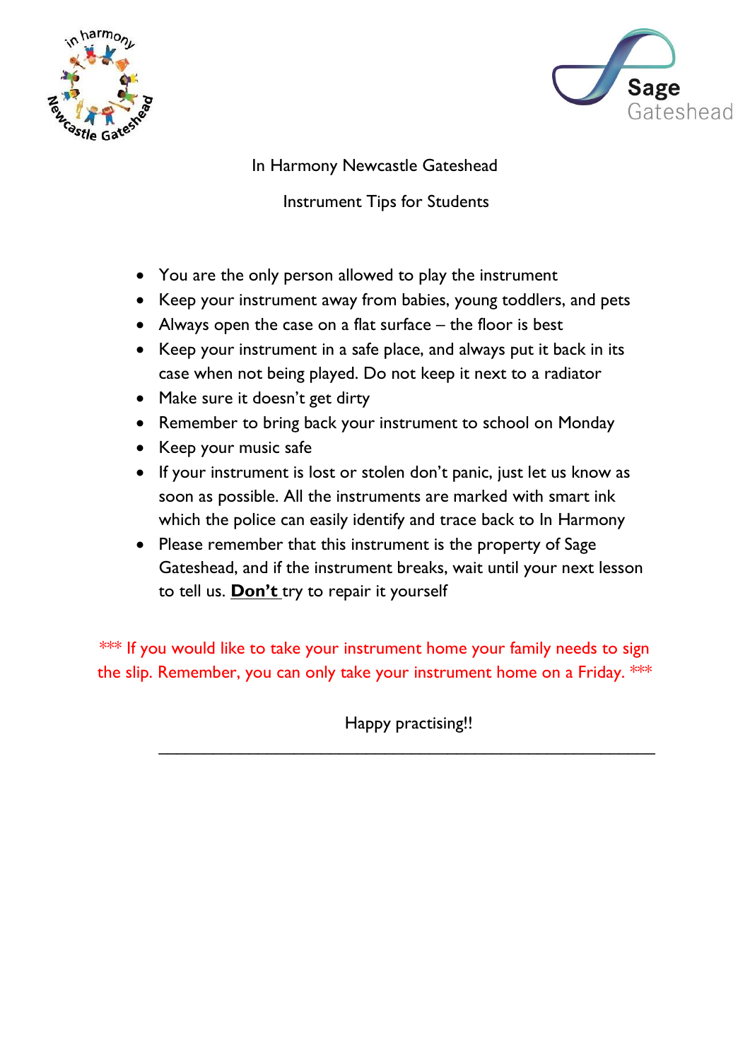In Harmony Newcastle Gateshead

Instrument Tips for Students

- You are the only person allowed to play the instrument
- Keep your instrument away from babies, young toddlers, and pets
- Always open the case on a flat surface – the floor is best
- Keep your instrument in a safe place, and always put it back in its case when not being played. Do not keep it next to a radiator
- Make sure it doesn't get dirty
- Remember to bring back your instrument to school on Monday
- Keep your music safe
- If your instrument is lost or stolen don't panic, just let us know as soon as possible. All the instruments are marked with smart ink which the police can easily identify and trace back to In Harmony
- Please remember that this instrument is the property of Sage Gateshead, and if the instrument breaks, wait until your next lesson to tell us. **Don't** try to repair it yourself

*** If you would like to take your instrument home your family needs to sign the slip. Remember, you can only take your instrument home on a Friday. ***

Happy practising!!

_______________________________________________________